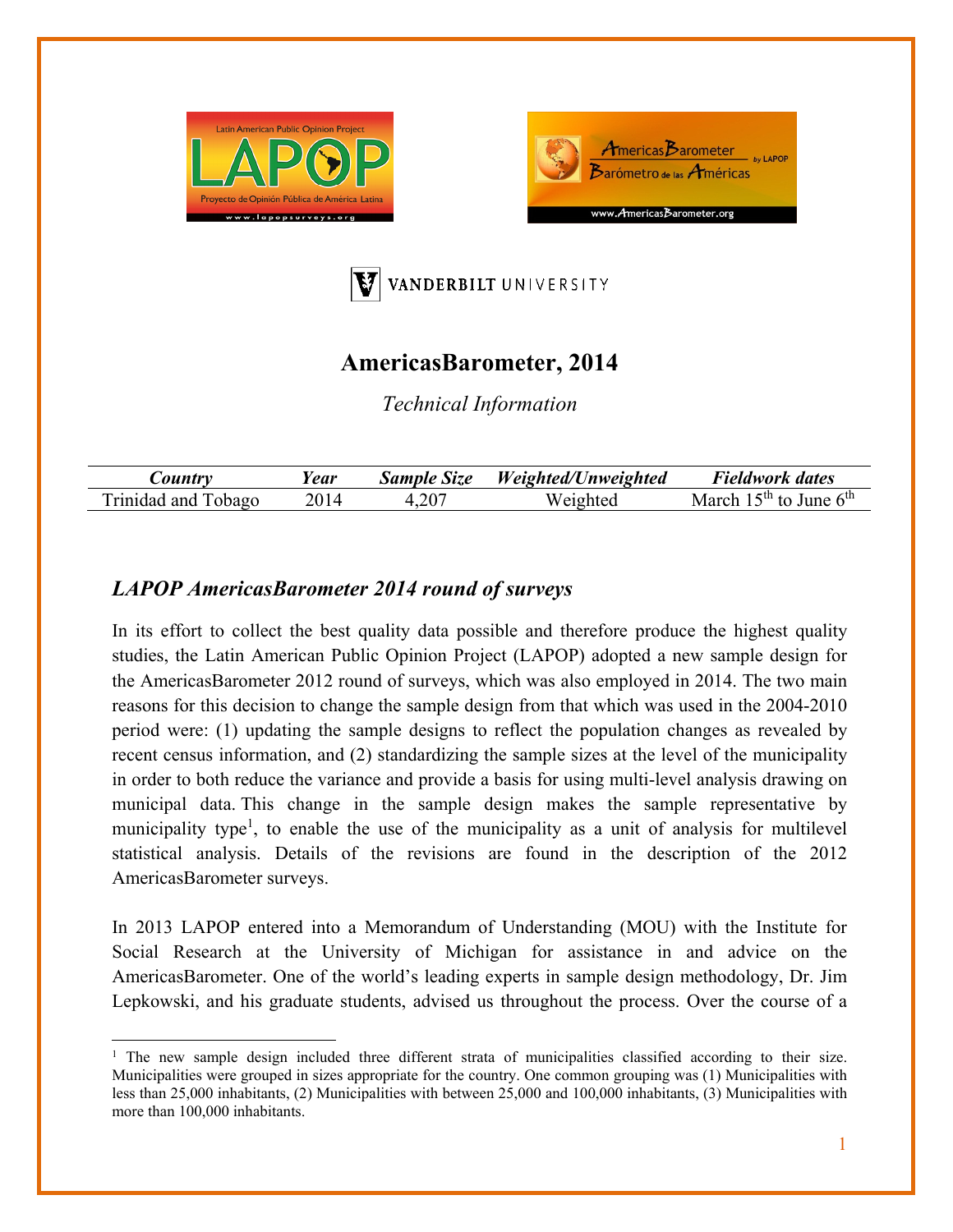# AmericasBarometer, 2014

*Technical Information*

| *Country* | *Year* | *Sample Size* | *Weighted/Unweighted* | *Fieldwork dates* |
|---|---|---|---|---|
| Trinidad and Tobago | 2014 | 4,207 | Weighted | March 15th to June 6th |

## *LAPOP AmericasBarometer 2014 round of surveys*

In its effort to collect the best quality data possible and therefore produce the highest quality studies, the Latin American Public Opinion Project (LAPOP) adopted a new sample design for the AmericasBarometer 2012 round of surveys, which was also employed in 2014. The two main reasons for this decision to change the sample design from that which was used in the 2004-2010 period were: (1) updating the sample designs to reflect the population changes as revealed by recent census information, and (2) standardizing the sample sizes at the level of the municipality in order to both reduce the variance and provide a basis for using multi-level analysis drawing on municipal data. This change in the sample design makes the sample representative by municipality type[1], to enable the use of the municipality as a unit of analysis for multilevel statistical analysis. Details of the revisions are found in the description of the 2012 AmericasBarometer surveys.

In 2013 LAPOP entered into a Memorandum of Understanding (MOU) with the Institute for Social Research at the University of Michigan for assistance in and advice on the AmericasBarometer. One of the world's leading experts in sample design methodology, Dr. Jim Lepkowski, and his graduate students, advised us throughout the process. Over the course of a

[1] The new sample design included three different strata of municipalities classified according to their size. Municipalities were grouped in sizes appropriate for the country. One common grouping was (1) Municipalities with less than 25,000 inhabitants, (2) Municipalities with between 25,000 and 100,000 inhabitants, (3) Municipalities with more than 100,000 inhabitants.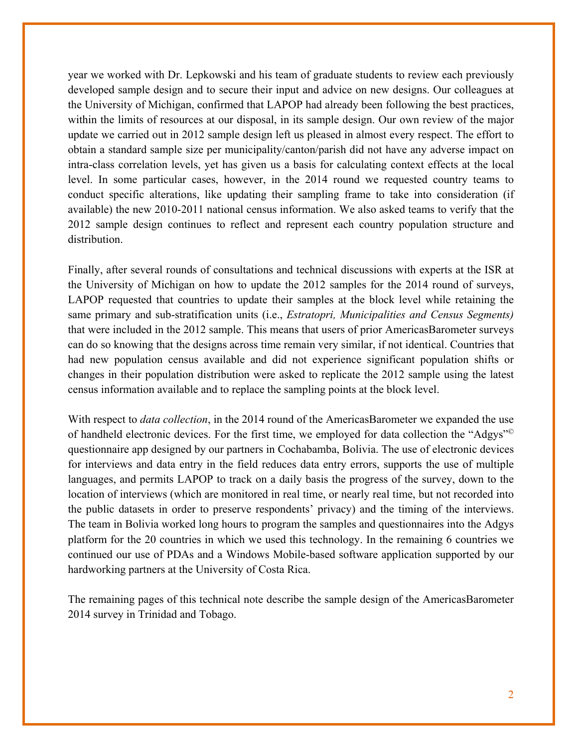year we worked with Dr. Lepkowski and his team of graduate students to review each previously developed sample design and to secure their input and advice on new designs. Our colleagues at the University of Michigan, confirmed that LAPOP had already been following the best practices, within the limits of resources at our disposal, in its sample design. Our own review of the major update we carried out in 2012 sample design left us pleased in almost every respect. The effort to obtain a standard sample size per municipality/canton/parish did not have any adverse impact on intra-class correlation levels, yet has given us a basis for calculating context effects at the local level. In some particular cases, however, in the 2014 round we requested country teams to conduct specific alterations, like updating their sampling frame to take into consideration (if available) the new 2010-2011 national census information. We also asked teams to verify that the 2012 sample design continues to reflect and represent each country population structure and distribution.

Finally, after several rounds of consultations and technical discussions with experts at the ISR at the University of Michigan on how to update the 2012 samples for the 2014 round of surveys, LAPOP requested that countries to update their samples at the block level while retaining the same primary and sub-stratification units (i.e., *Estratopri, Municipalities and Census Segments)* that were included in the 2012 sample. This means that users of prior AmericasBarometer surveys can do so knowing that the designs across time remain very similar, if not identical. Countries that had new population census available and did not experience significant population shifts or changes in their population distribution were asked to replicate the 2012 sample using the latest census information available and to replace the sampling points at the block level.

With respect to *data collection*, in the 2014 round of the AmericasBarometer we expanded the use of handheld electronic devices. For the first time, we employed for data collection the "Adgys"© questionnaire app designed by our partners in Cochabamba, Bolivia. The use of electronic devices for interviews and data entry in the field reduces data entry errors, supports the use of multiple languages, and permits LAPOP to track on a daily basis the progress of the survey, down to the location of interviews (which are monitored in real time, or nearly real time, but not recorded into the public datasets in order to preserve respondents' privacy) and the timing of the interviews. The team in Bolivia worked long hours to program the samples and questionnaires into the Adgys platform for the 20 countries in which we used this technology. In the remaining 6 countries we continued our use of PDAs and a Windows Mobile-based software application supported by our hardworking partners at the University of Costa Rica.

The remaining pages of this technical note describe the sample design of the AmericasBarometer 2014 survey in Trinidad and Tobago.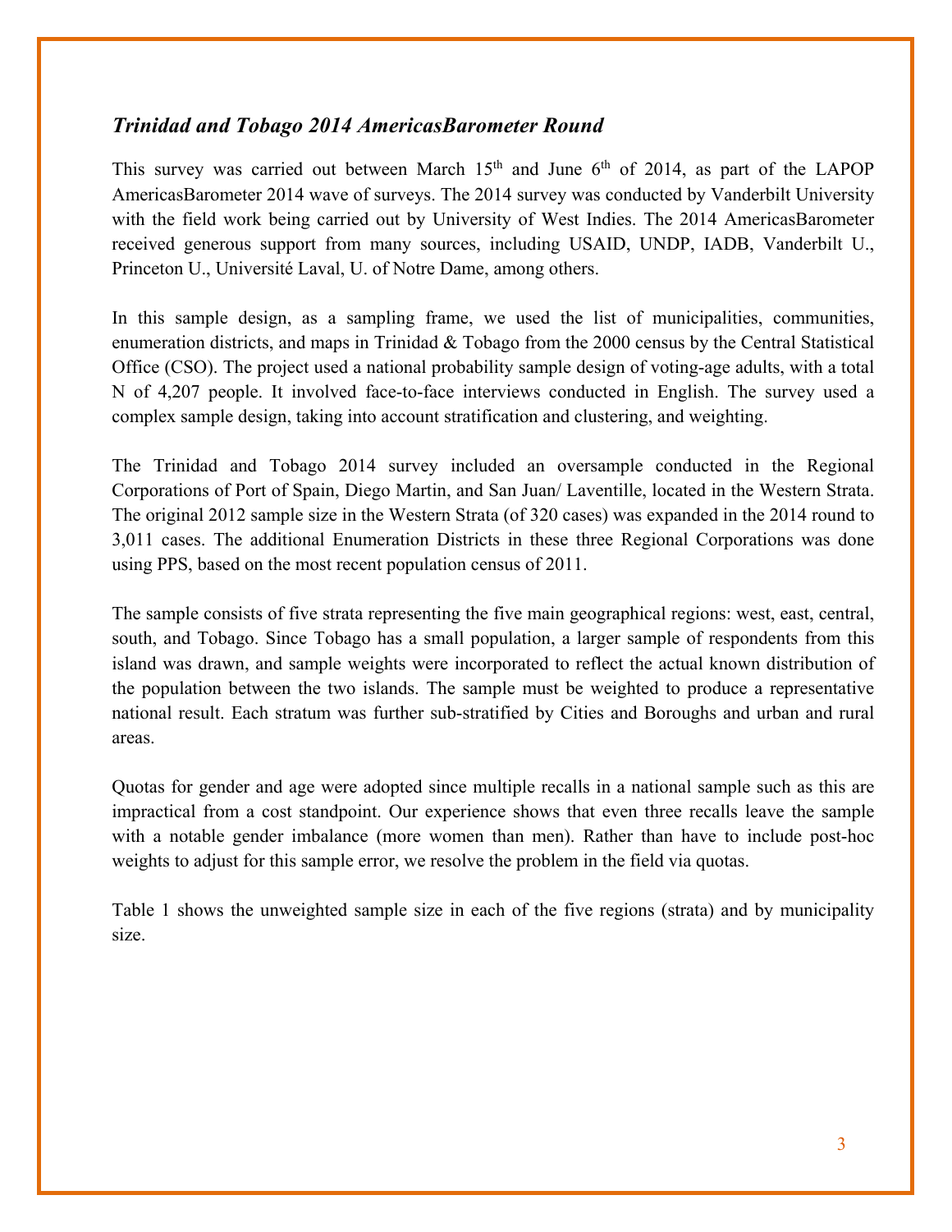### *Trinidad and Tobago 2014 AmericasBarometer Round*

This survey was carried out between March 15th and June 6th of 2014, as part of the LAPOP AmericasBarometer 2014 wave of surveys. The 2014 survey was conducted by Vanderbilt University with the field work being carried out by University of West Indies. The 2014 AmericasBarometer received generous support from many sources, including USAID, UNDP, IADB, Vanderbilt U., Princeton U., Université Laval, U. of Notre Dame, among others.

In this sample design, as a sampling frame, we used the list of municipalities, communities, enumeration districts, and maps in Trinidad & Tobago from the 2000 census by the Central Statistical Office (CSO). The project used a national probability sample design of voting-age adults, with a total N of 4,207 people. It involved face-to-face interviews conducted in English. The survey used a complex sample design, taking into account stratification and clustering, and weighting.

The Trinidad and Tobago 2014 survey included an oversample conducted in the Regional Corporations of Port of Spain, Diego Martin, and San Juan/ Laventille, located in the Western Strata. The original 2012 sample size in the Western Strata (of 320 cases) was expanded in the 2014 round to 3,011 cases. The additional Enumeration Districts in these three Regional Corporations was done using PPS, based on the most recent population census of 2011.

The sample consists of five strata representing the five main geographical regions: west, east, central, south, and Tobago. Since Tobago has a small population, a larger sample of respondents from this island was drawn, and sample weights were incorporated to reflect the actual known distribution of the population between the two islands. The sample must be weighted to produce a representative national result. Each stratum was further sub-stratified by Cities and Boroughs and urban and rural areas.

Quotas for gender and age were adopted since multiple recalls in a national sample such as this are impractical from a cost standpoint. Our experience shows that even three recalls leave the sample with a notable gender imbalance (more women than men). Rather than have to include post-hoc weights to adjust for this sample error, we resolve the problem in the field via quotas.

Table 1 shows the unweighted sample size in each of the five regions (strata) and by municipality size.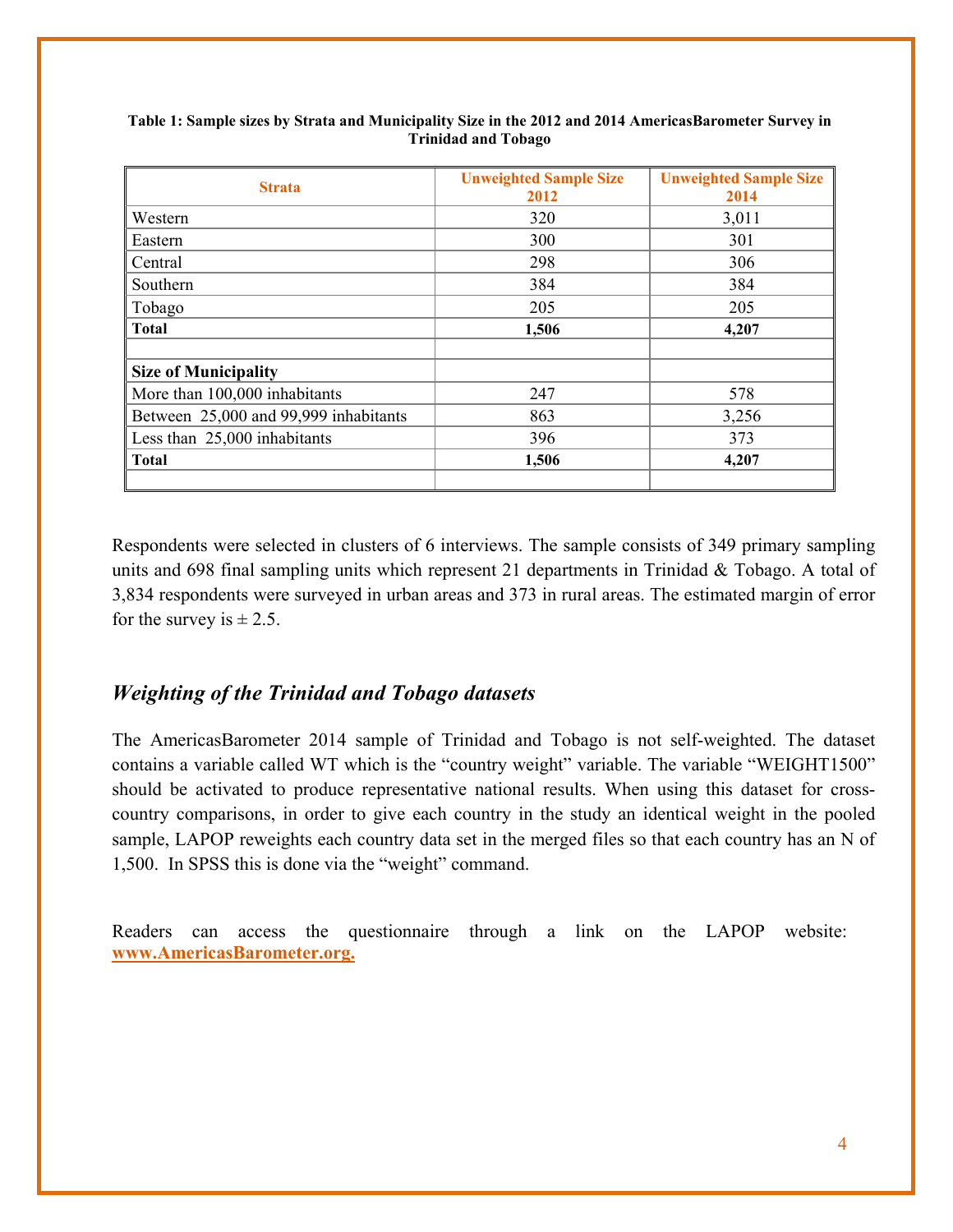**Table 1: Sample sizes by Strata and Municipality Size in the 2012 and 2014 AmericasBarometer Survey in Trinidad and Tobago**

| Strata | Unweighted Sample Size 2012 | Unweighted Sample Size 2014 |
|---|---|---|
| Western | 320 | 3,011 |
| Eastern | 300 | 301 |
| Central | 298 | 306 |
| Southern | 384 | 384 |
| Tobago | 205 | 205 |
| **Total** | **1,506** | **4,207** |
| | | |
| **Size of Municipality** | | |
| More than 100,000 inhabitants | 247 | 578 |
| Between 25,000 and 99,999 inhabitants | 863 | 3,256 |
| Less than 25,000 inhabitants | 396 | 373 |
| **Total** | **1,506** | **4,207** |
| | | |

Respondents were selected in clusters of 6 interviews. The sample consists of 349 primary sampling units and 698 final sampling units which represent 21 departments in Trinidad & Tobago. A total of 3,834 respondents were surveyed in urban areas and 373 in rural areas. The estimated margin of error for the survey is ± 2.5.

## *Weighting of the Trinidad and Tobago datasets*

The AmericasBarometer 2014 sample of Trinidad and Tobago is not self-weighted. The dataset contains a variable called WT which is the "country weight" variable. The variable "WEIGHT1500" should be activated to produce representative national results. When using this dataset for cross-country comparisons, in order to give each country in the study an identical weight in the pooled sample, LAPOP reweights each country data set in the merged files so that each country has an N of 1,500. In SPSS this is done via the "weight" command.

Readers can access the questionnaire through a link on the LAPOP website: **www.AmericasBarometer.org.**